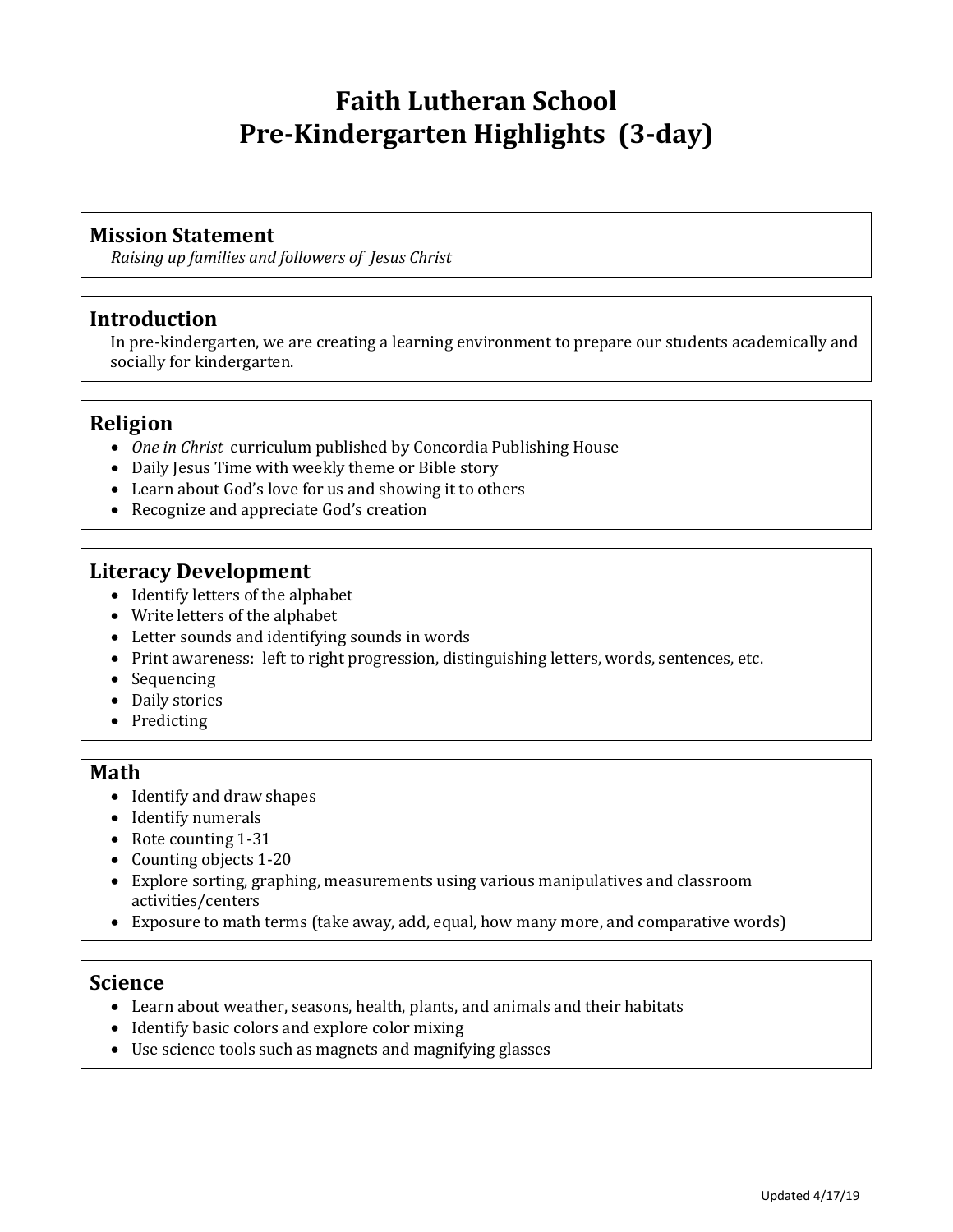# Faith Lutheran School
# Pre-Kindergarten Highlights (3-day)

## Mission Statement

*Raising up families and followers of Jesus Christ*

## Introduction

In pre-kindergarten, we are creating a learning environment to prepare our students academically and socially for kindergarten.

## Religion

- *One in Christ* curriculum published by Concordia Publishing House
- Daily Jesus Time with weekly theme or Bible story
- Learn about God's love for us and showing it to others
- Recognize and appreciate God's creation

## Literacy Development

- Identify letters of the alphabet
- Write letters of the alphabet
- Letter sounds and identifying sounds in words
- Print awareness: left to right progression, distinguishing letters, words, sentences, etc.
- Sequencing
- Daily stories
- Predicting

## Math

- Identify and draw shapes
- Identify numerals
- Rote counting 1-31
- Counting objects 1-20
- Explore sorting, graphing, measurements using various manipulatives and classroom activities/centers
- Exposure to math terms (take away, add, equal, how many more, and comparative words)

## Science

- Learn about weather, seasons, health, plants, and animals and their habitats
- Identify basic colors and explore color mixing
- Use science tools such as magnets and magnifying glasses

Updated 4/17/19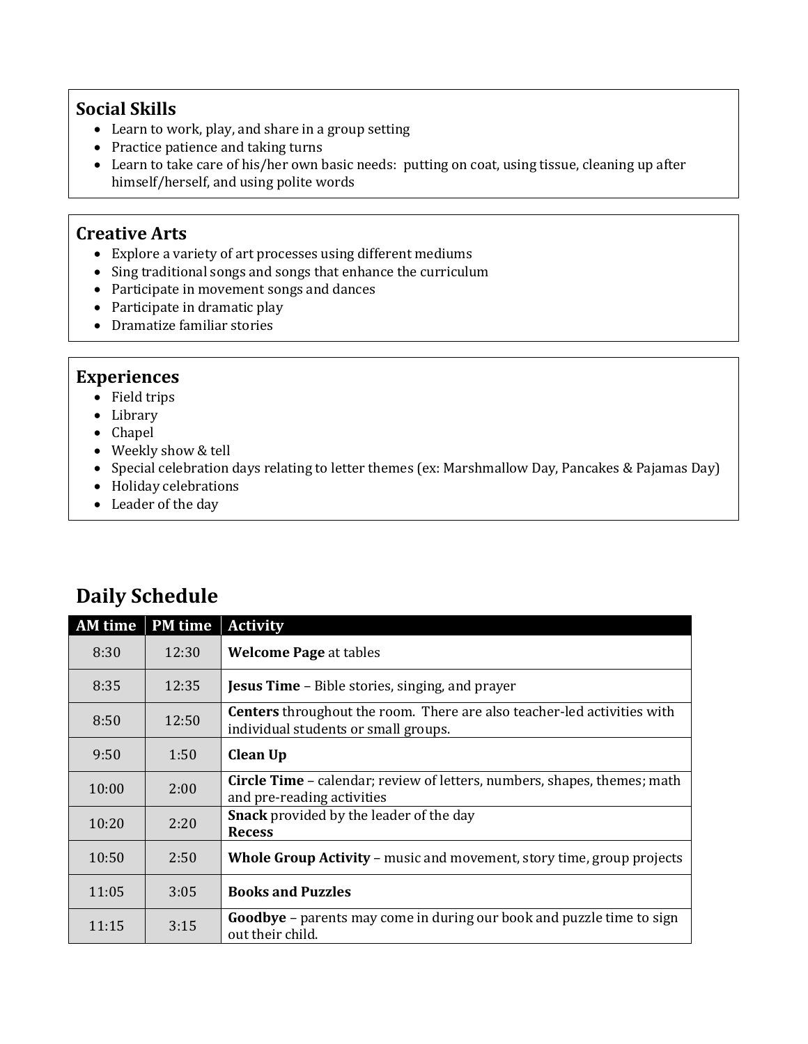## Social Skills

- Learn to work, play, and share in a group setting
- Practice patience and taking turns
- Learn to take care of his/her own basic needs: putting on coat, using tissue, cleaning up after himself/herself, and using polite words

## Creative Arts

- Explore a variety of art processes using different mediums
- Sing traditional songs and songs that enhance the curriculum
- Participate in movement songs and dances
- Participate in dramatic play
- Dramatize familiar stories

## Experiences

- Field trips
- Library
- Chapel
- Weekly show & tell
- Special celebration days relating to letter themes (ex: Marshmallow Day, Pancakes & Pajamas Day)
- Holiday celebrations
- Leader of the day

## Daily Schedule

| AM time | PM time | Activity |
|---|---|---|
| 8:30 | 12:30 | **Welcome Page** at tables |
| 8:35 | 12:35 | **Jesus Time** – Bible stories, singing, and prayer |
| 8:50 | 12:50 | **Centers** throughout the room. There are also teacher-led activities with individual students or small groups. |
| 9:50 | 1:50 | **Clean Up** |
| 10:00 | 2:00 | **Circle Time** – calendar; review of letters, numbers, shapes, themes; math and pre-reading activities |
| 10:20 | 2:20 | **Snack** provided by the leader of the day<br>**Recess** |
| 10:50 | 2:50 | **Whole Group Activity** – music and movement, story time, group projects |
| 11:05 | 3:05 | **Books and Puzzles** |
| 11:15 | 3:15 | **Goodbye** – parents may come in during our book and puzzle time to sign out their child. |